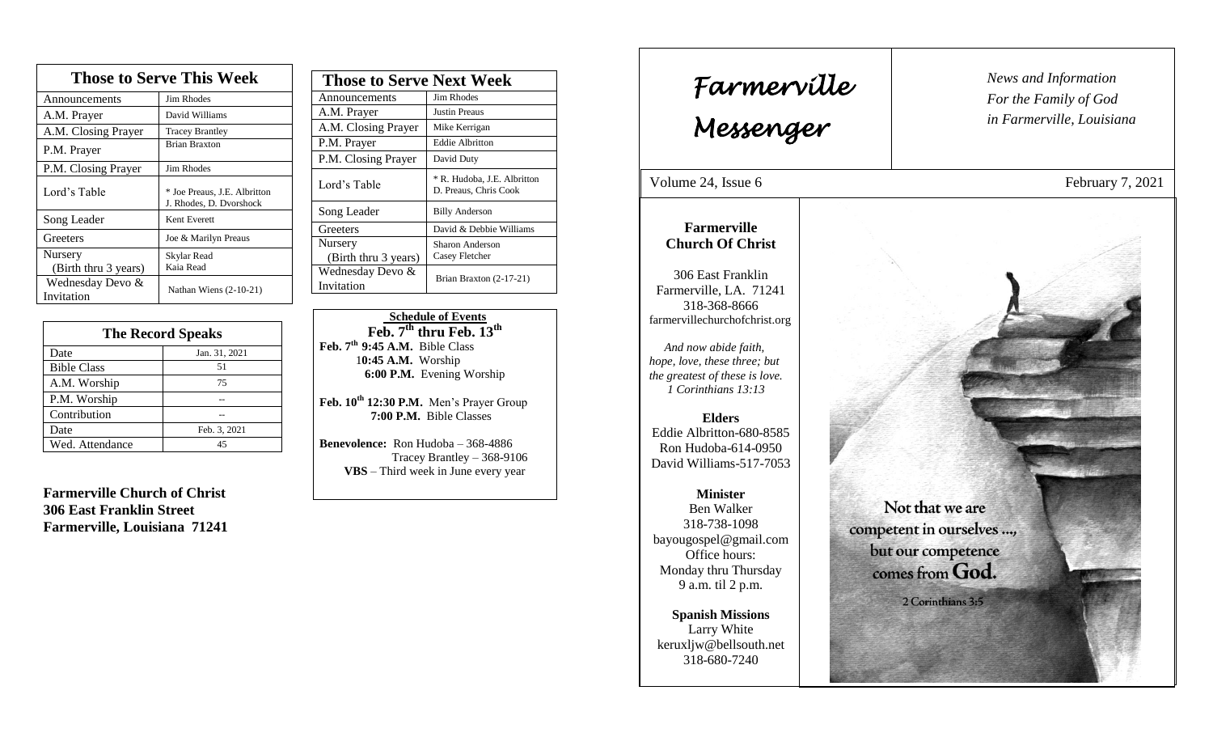## Those to Serve This Week

| Those to Serve This Week | |
|---|---|
| Announcements | Jim Rhodes |
| A.M. Prayer | David Williams |
| A.M. Closing Prayer | Tracey Brantley |
| P.M. Prayer | Brian Braxton |
| P.M. Closing Prayer | Jim Rhodes |
| Lord's Table | * Joe Preaus, J.E. Albritton J. Rhodes, D. Dvorshock |
| Song Leader | Kent Everett |
| Greeters | Joe & Marilyn Preaus |
| Nursery (Birth thru 3 years) | Skylar Read Kaia Read |
| Wednesday Devo & Invitation | Nathan Wiens (2-10-21) |

## The Record Speaks

| The Record Speaks | |
|---|---|
| Date | Jan. 31, 2021 |
| Bible Class | 51 |
| A.M. Worship | 75 |
| P.M. Worship | -- |
| Contribution | -- |
| Date | Feb. 3, 2021 |
| Wed. Attendance | 45 |

**Farmerville Church of Christ**
**306 East Franklin Street**
**Farmerville, Louisiana 71241**

## Those to Serve Next Week

| Those to Serve Next Week | |
|---|---|
| Announcements | Jim Rhodes |
| A.M. Prayer | Justin Preaus |
| A.M. Closing Prayer | Mike Kerrigan |
| P.M. Prayer | Eddie Albritton |
| P.M. Closing Prayer | David Duty |
| Lord's Table | * R. Hudoba, J.E. Albritton D. Preaus, Chris Cook |
| Song Leader | Billy Anderson |
| Greeters | David & Debbie Williams |
| Nursery (Birth thru 3 years) | Sharon Anderson Casey Fletcher |
| Wednesday Devo & Invitation | Brian Braxton (2-17-21) |

### Schedule of Events
**Feb. 7th thru Feb. 13th**

**Feb. 7th 9:45 A.M.** Bible Class
**10:45 A.M.** Worship
**6:00 P.M.** Evening Worship

**Feb. 10th 12:30 P.M.** Men's Prayer Group
**7:00 P.M.** Bible Classes

**Benevolence:** Ron Hudoba – 368-4886
Tracey Brantley – 368-9106
**VBS** – Third week in June every year

# Farmerville Messenger

*News and Information For the Family of God in Farmerville, Louisiana*

Volume 24, Issue 6 — February 7, 2021

**Farmerville Church Of Christ**

306 East Franklin
Farmerville, LA. 71241
318-368-8666
farmervillechurchofchrist.org

*And now abide faith, hope, love, these three; but the greatest of these is love. 1 Corinthians 13:13*

**Elders**
Eddie Albritton-680-8585
Ron Hudoba-614-0950
David Williams-517-7053

**Minister**
Ben Walker
318-738-1098
bayougospel@gmail.com
Office hours:
Monday thru Thursday
9 a.m. til 2 p.m.

**Spanish Missions**
Larry White
keruxljw@bellsouth.net
318-680-7240

Not that we are competent in ourselves ..., but our competence comes from **God.**

2 Corinthians 3:5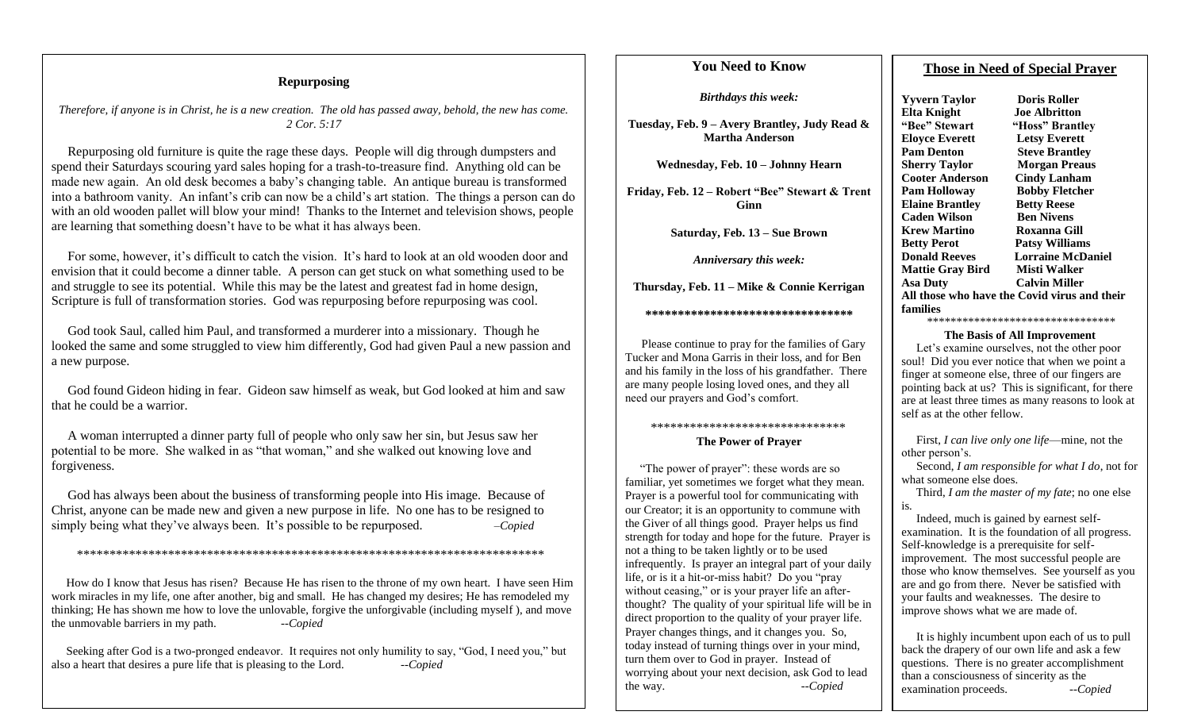## Repurposing

*Therefore, if anyone is in Christ, he is a new creation. The old has passed away, behold, the new has come. 2 Cor. 5:17*

Repurposing old furniture is quite the rage these days. People will dig through dumpsters and spend their Saturdays scouring yard sales hoping for a trash-to-treasure find. Anything old can be made new again. An old desk becomes a baby's changing table. An antique bureau is transformed into a bathroom vanity. An infant's crib can now be a child's art station. The things a person can do with an old wooden pallet will blow your mind! Thanks to the Internet and television shows, people are learning that something doesn't have to be what it has always been.

For some, however, it's difficult to catch the vision. It's hard to look at an old wooden door and envision that it could become a dinner table. A person can get stuck on what something used to be and struggle to see its potential. While this may be the latest and greatest fad in home design, Scripture is full of transformation stories. God was repurposing before repurposing was cool.

God took Saul, called him Paul, and transformed a murderer into a missionary. Though he looked the same and some struggled to view him differently, God had given Paul a new passion and a new purpose.

God found Gideon hiding in fear. Gideon saw himself as weak, but God looked at him and saw that he could be a warrior.

A woman interrupted a dinner party full of people who only saw her sin, but Jesus saw her potential to be more. She walked in as "that woman," and she walked out knowing love and forgiveness.

God has always been about the business of transforming people into His image. Because of Christ, anyone can be made new and given a new purpose in life. No one has to be resigned to simply being what they've always been. It's possible to be repurposed. *–Copied*

******************************************************************************

How do I know that Jesus has risen? Because He has risen to the throne of my own heart. I have seen Him work miracles in my life, one after another, big and small. He has changed my desires; He has remodeled my thinking; He has shown me how to love the unlovable, forgive the unforgivable (including myself ), and move the unmovable barriers in my path. *--Copied*

Seeking after God is a two-pronged endeavor. It requires not only humility to say, "God, I need you," but also a heart that desires a pure life that is pleasing to the Lord. *--Copied*

## You Need to Know

***Birthdays this week:***

**Tuesday, Feb. 9 – Avery Brantley, Judy Read & Martha Anderson**

**Wednesday, Feb. 10 – Johnny Hearn**

**Friday, Feb. 12 – Robert "Bee" Stewart & Trent Ginn**

**Saturday, Feb. 13 – Sue Brown**

***Anniversary this week:***

**Thursday, Feb. 11 – Mike & Connie Kerrigan**

**********************************

Please continue to pray for the families of Gary Tucker and Mona Garris in their loss, and for Ben and his family in the loss of his grandfather. There are many people losing loved ones, and they all need our prayers and God's comfort.

********************************

### The Power of Prayer

"The power of prayer": these words are so familiar, yet sometimes we forget what they mean. Prayer is a powerful tool for communicating with our Creator; it is an opportunity to commune with the Giver of all things good. Prayer helps us find strength for today and hope for the future. Prayer is not a thing to be taken lightly or to be used infrequently. Is prayer an integral part of your daily life, or is it a hit-or-miss habit? Do you "pray without ceasing," or is your prayer life an after-thought? The quality of your spiritual life will be in direct proportion to the quality of your prayer life. Prayer changes things, and it changes you. So, today instead of turning things over in your mind, turn them over to God in prayer. Instead of worrying about your next decision, ask God to lead the way. *--Copied*

## Those in Need of Special Prayer

| | |
|---|---|
| **Yyvern Taylor** | **Doris Roller** |
| **Elta Knight** | **Joe Albritton** |
| **"Bee" Stewart** | **"Hoss" Brantley** |
| **Eloyce Everett** | **Letsy Everett** |
| **Pam Denton** | **Steve Brantley** |
| **Sherry Taylor** | **Morgan Preaus** |
| **Cooter Anderson** | **Cindy Lanham** |
| **Pam Holloway** | **Bobby Fletcher** |
| **Elaine Brantley** | **Betty Reese** |
| **Caden Wilson** | **Ben Nivens** |
| **Krew Martino** | **Roxanna Gill** |
| **Betty Perot** | **Patsy Williams** |
| **Donald Reeves** | **Lorraine McDaniel** |
| **Mattie Gray Bird** | **Misti Walker** |
| **Asa Duty** | **Calvin Miller** |

**All those who have the Covid virus and their families**

********************************

### The Basis of All Improvement

Let's examine ourselves, not the other poor soul! Did you ever notice that when we point a finger at someone else, three of our fingers are pointing back at us? This is significant, for there are at least three times as many reasons to look at self as at the other fellow.

First, *I can live only one life*—mine, not the other person's.

Second, *I am responsible for what I do*, not for what someone else does.

Third, *I am the master of my fate*; no one else is.

Indeed, much is gained by earnest self-examination. It is the foundation of all progress. Self-knowledge is a prerequisite for self-improvement. The most successful people are those who know themselves. See yourself as you are and go from there. Never be satisfied with your faults and weaknesses. The desire to improve shows what we are made of.

It is highly incumbent upon each of us to pull back the drapery of our own life and ask a few questions. There is no greater accomplishment than a consciousness of sincerity as the examination proceeds. *--Copied*